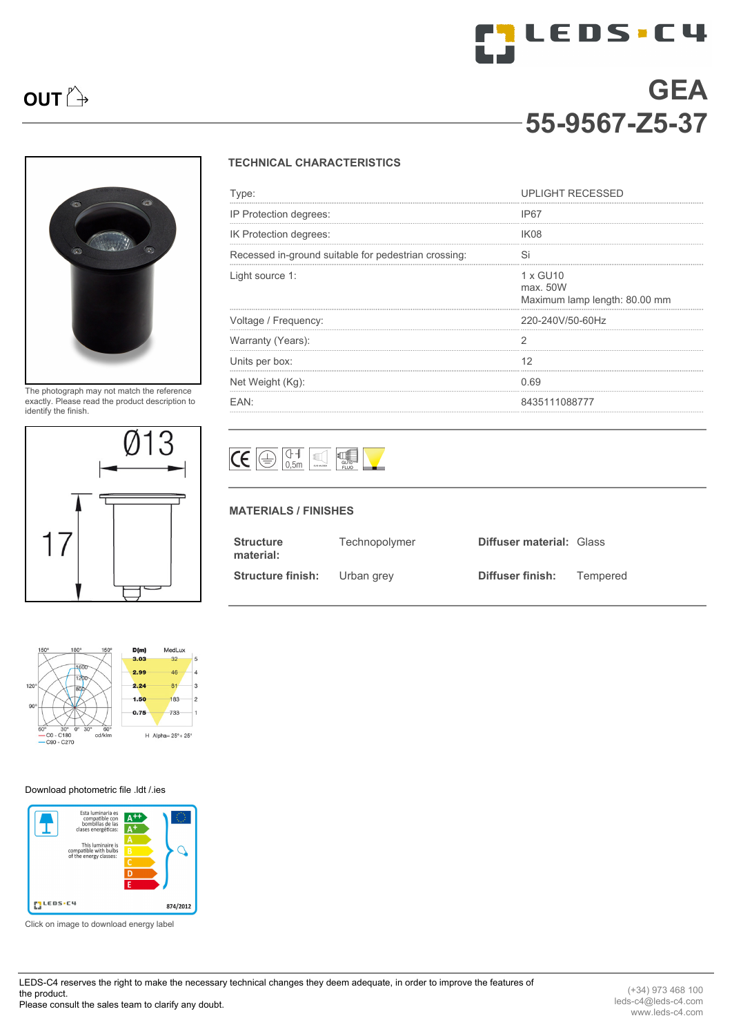OUT

# GEA

## 55-9567-Z5-37

The photograph may not match the reference exactly. Please read the product description to identify the finish.

### TECHNICAL CHARACTERISTICS

| | |
|---|---|
| Type: | UPLIGHT RECESSED |
| IP Protection degrees: | IP67 |
| IK Protection degrees: | IK08 |
| Recessed in-ground suitable for pedestrian crossing: | Si |
| Light source 1: | 1 x GU10<br>max. 50W<br>Maximum lamp length: 80.00 mm |
| Voltage / Frequency: | 220-240V/50-60Hz |
| Warranty (Years): | 2 |
| Units per box: | 12 |
| Net Weight (Kg): | 0.69 |
| EAN: | 8435111088777 |

### MATERIALS / FINISHES

| | | | |
|---|---|---|---|
| **Structure material:** | Technopolymer | **Diffuser material:** | Glass |
| **Structure finish:** | Urban grey | **Diffuser finish:** | Tempered |

| D(m) | MedLux | |
|---|---|---|
| 3.03 | 32 | 5 |
| 2.99 | 46 | 4 |
| 2.24 | 81 | 3 |
| 1.50 | 183 | 2 |
| 0.75 | 733 | 1 |

H Alpha= 25°+ 25°

C0 - C180
C90 - C270

Download photometric file .ldt /.ies

Click on image to download energy label

LEDS-C4 reserves the right to make the necessary technical changes they deem adequate, in order to improve the features of the product.
Please consult the sales team to clarify any doubt.

(+34) 973 468 100
leds-c4@leds-c4.com
www.leds-c4.com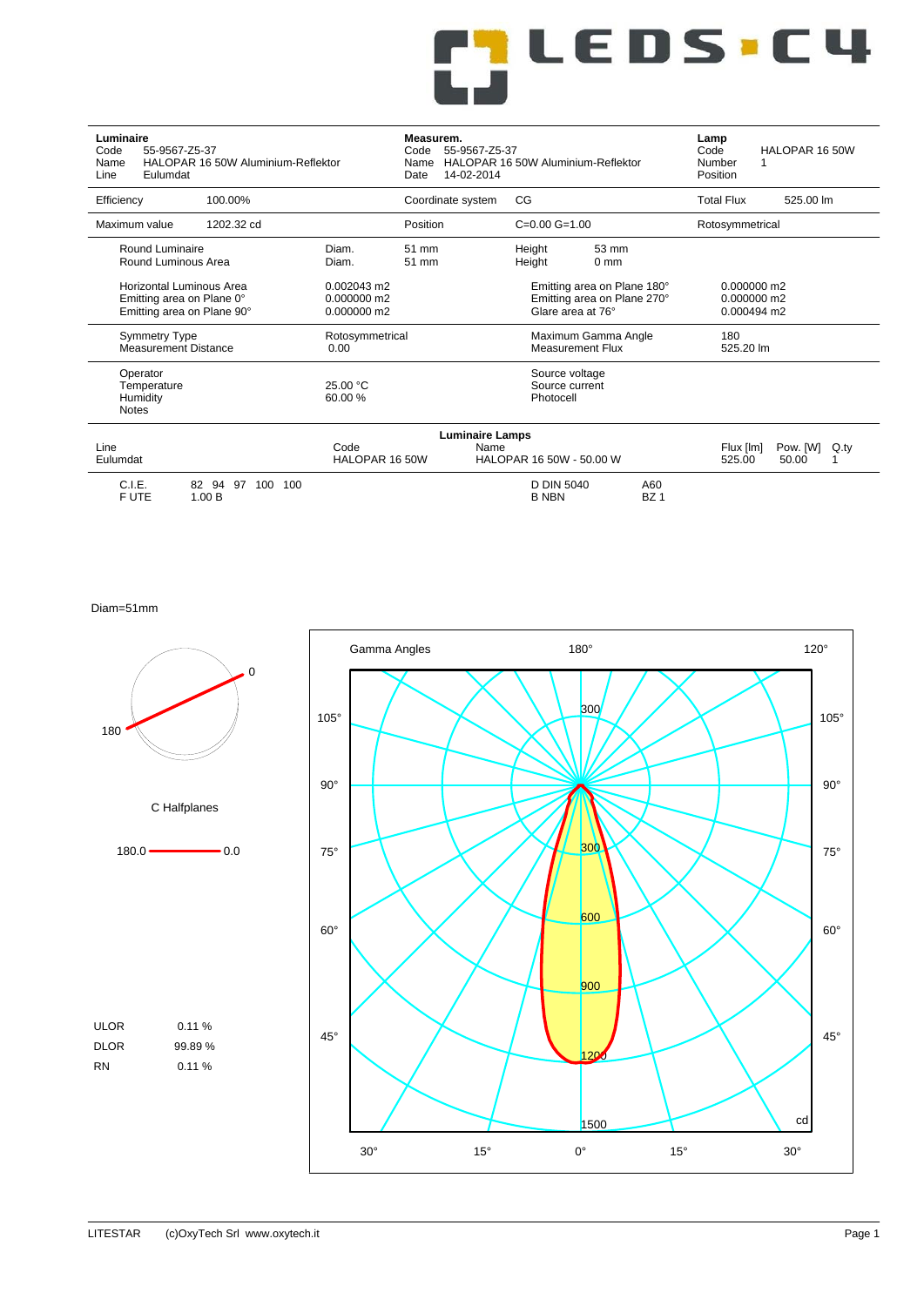| **Luminaire** | | **Measurem.** | | **Lamp** | |
|---|---|---|---|---|---|
| Code | 55-9567-Z5-37 | Code | 55-9567-Z5-37 | Code | HALOPAR 16 50W |
| Name | HALOPAR 16 50W Aluminium-Reflektor | Name | HALOPAR 16 50W Aluminium-Reflektor | Number | 1 |
| Line | Eulumdat | Date | 14-02-2014 | Position | |

| | | | | | |
|---|---|---|---|---|---|
| Efficiency | 100.00% | Coordinate system | CG | Total Flux | 525.00 lm |
| Maximum value | 1202.32 cd | Position | C=0.00 G=1.00 | Rotosymmetrical | |

| | | | | | |
|---|---|---|---|---|---|
| Round Luminaire | Diam. | 51 mm | Height | 53 mm | |
| Round Luminous Area | Diam. | 51 mm | Height | 0 mm | |
| Horizontal Luminous Area | 0.002043 m2 | | Emitting area on Plane 180° | | 0.000000 m2 |
| Emitting area on Plane 0° | 0.000000 m2 | | Emitting area on Plane 270° | | 0.000000 m2 |
| Emitting area on Plane 90° | 0.000000 m2 | | Glare area at 76° | | 0.000494 m2 |
| Symmetry Type | Rotosymmetrical | | Maximum Gamma Angle | | 180 |
| Measurement Distance | 0.00 | | Measurement Flux | | 525.20 lm |
| Operator | | | Source voltage | | |
| Temperature | 25.00 °C | | Source current | | |
| Humidity | 60.00 % | | Photocell | | |
| Notes | | | | | |

**Luminaire Lamps**

| Line | Code | Name | Flux [lm] | Pow. [W] | Q.ty |
|---|---|---|---|---|---|
| Eulumdat | HALOPAR 16 50W | HALOPAR 16 50W - 50.00 W | 525.00 | 50.00 | 1 |

| | | | |
|---|---|---|---|
| C.I.E. | 82 94 97 100 100 | D DIN 5040 | A60 |
| F UTE | 1.00 B | B NBN | BZ 1 |

Diam=51mm

C Halfplanes

180.0 — 0.0

| | |
|---|---|
| ULOR | 0.11 % |
| DLOR | 99.89 % |
| RN | 0.11 % |

Gamma Angles 180° 120° 105° 90° 75° 60° 45° 30° 15° 0° 15° 30° — 300 600 900 1200 1500 cd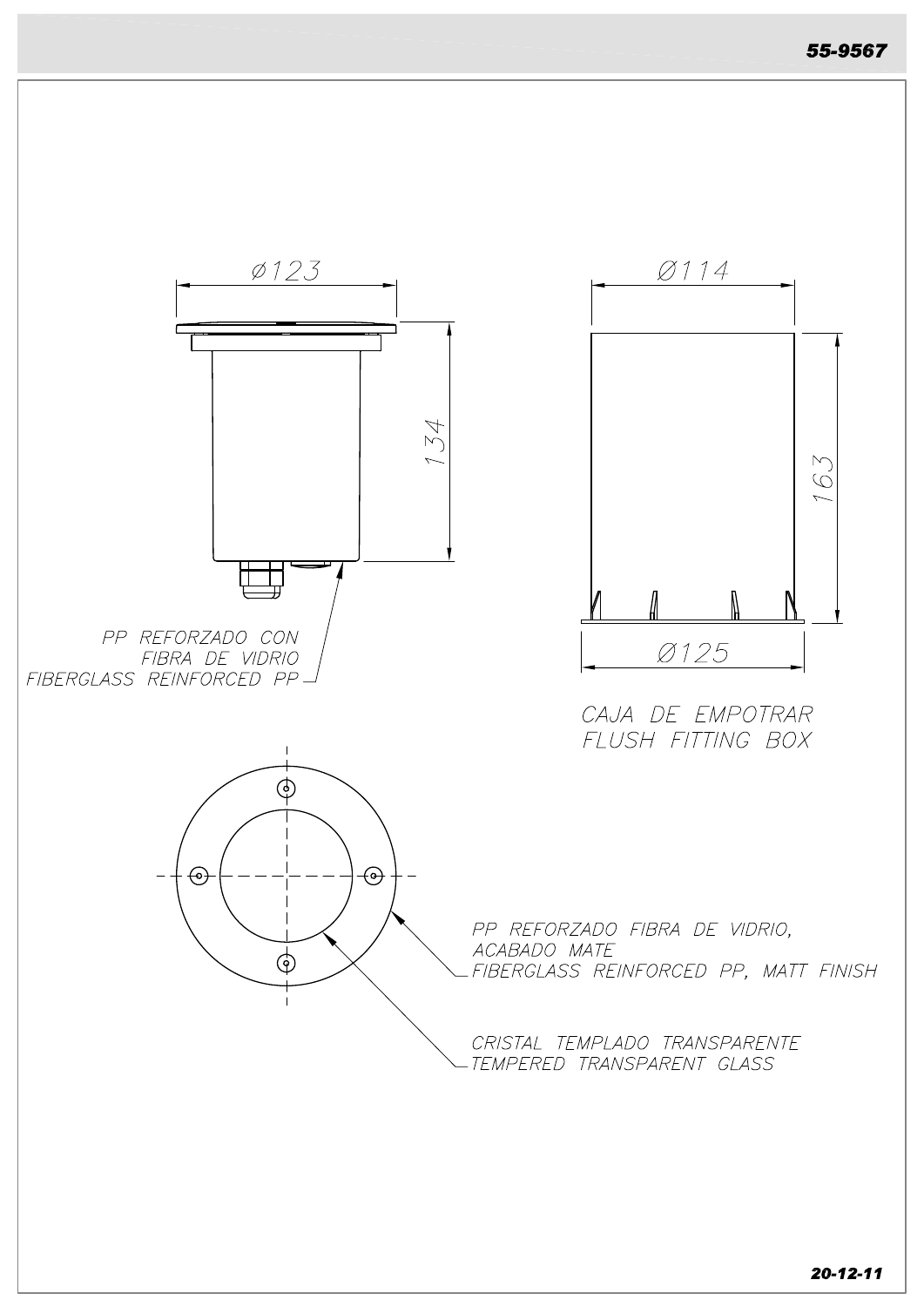55-9567

Ø123

134

PP REFORZADO CON FIBRA DE VIDRIO
FIBERGLASS REINFORCED PP

Ø114

163

Ø125

CAJA DE EMPOTRAR
FLUSH FITTING BOX

PP REFORZADO FIBRA DE VIDRIO, ACABADO MATE
FIBERGLASS REINFORCED PP, MATT FINISH

CRISTAL TEMPLADO TRANSPARENTE
TEMPERED TRANSPARENT GLASS

20-12-11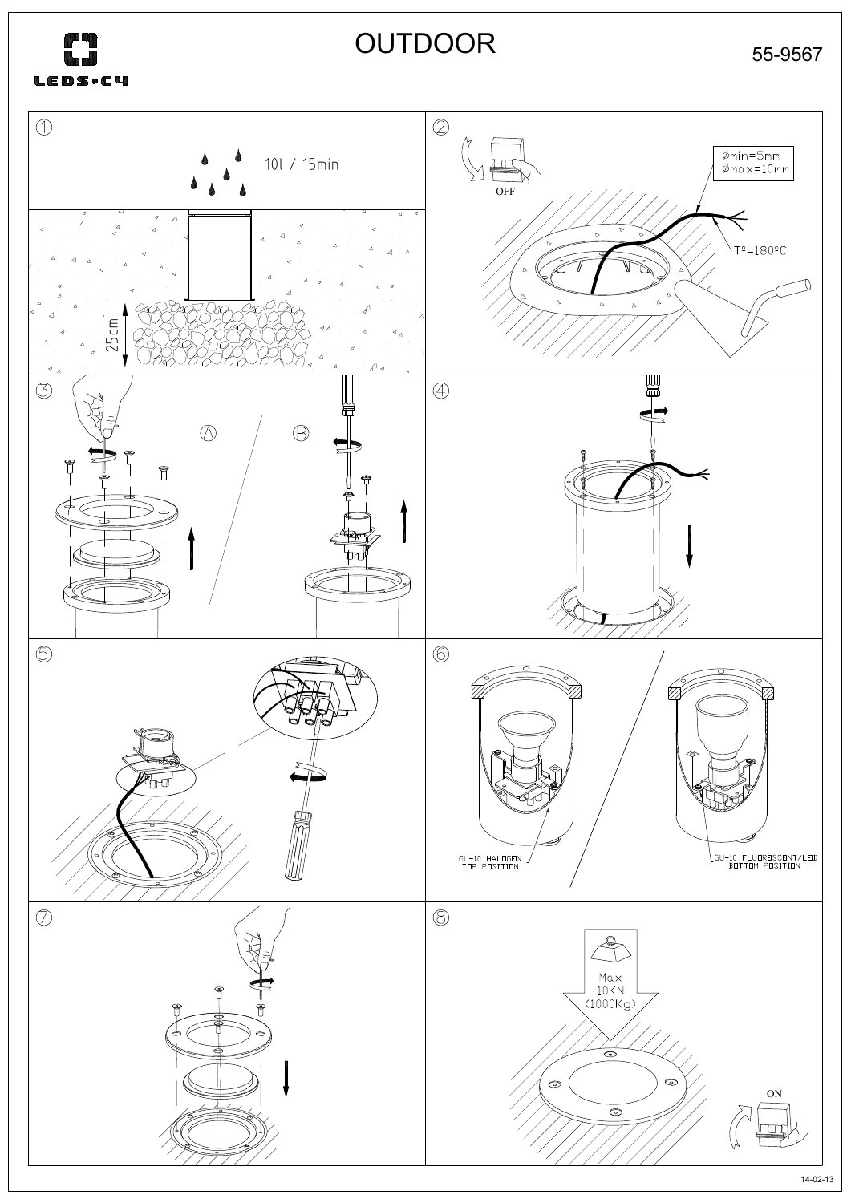# OUTDOOR

55-9567

①

10l / 15min

25cm

②

OFF

Ømin=5mm
Ømax=10mm

Tº=180ºC

③

A

B

④

⑤

⑥

GU-10 HALOGEN
TOP POSITION

GU-10 FLUORESCENT/LED
BOTTOM POSITION

⑦

⑧

Max
10KN
(1000Kg)

ON

14-02-13